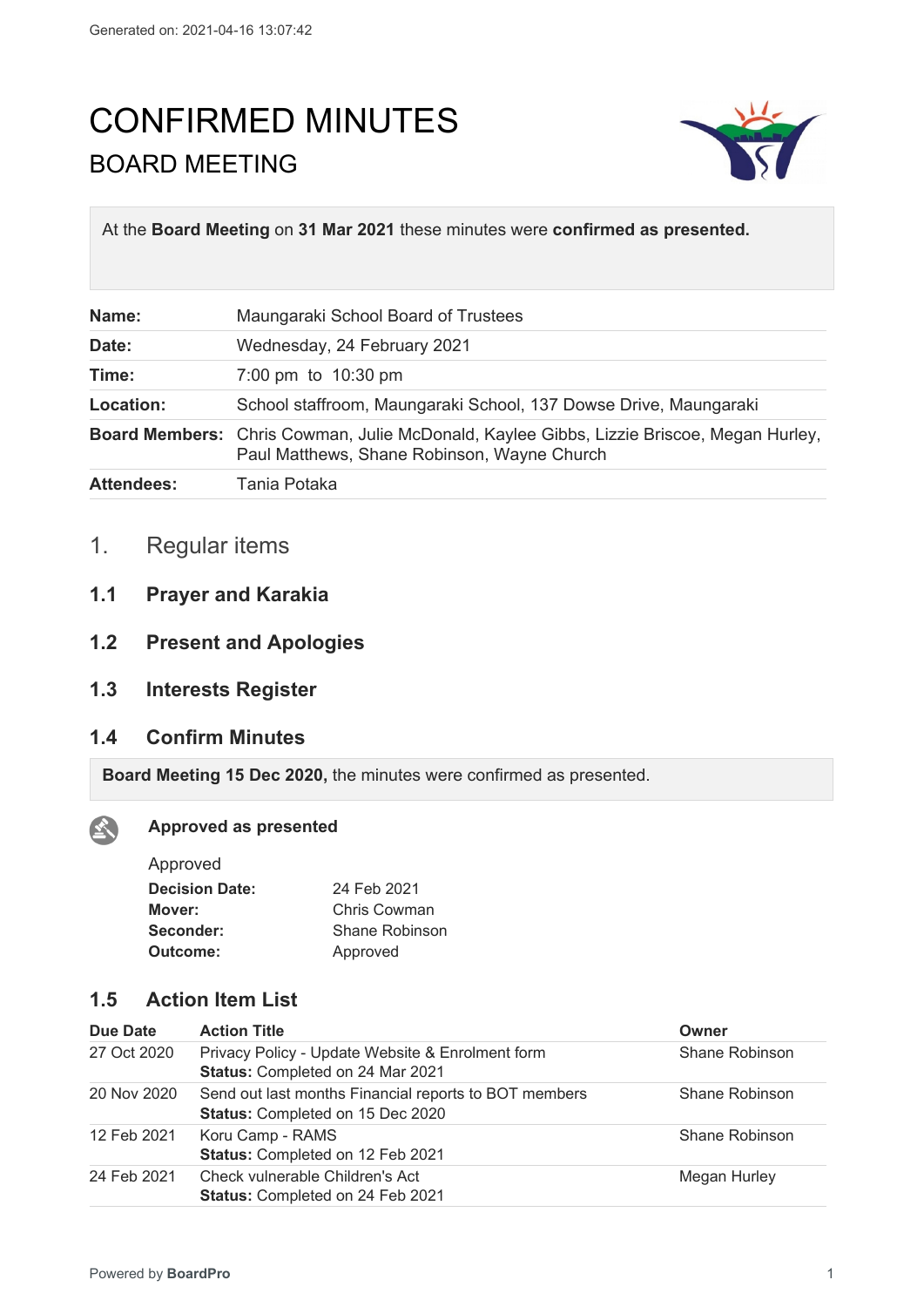Generated on: 2021-04-16 13:07:42

# CONFIRMED MINUTES

## BOARD MEETING

At the **Board Meeting** on **31 Mar 2021** these minutes were **confirmed as presented.**

| | |
|---|---|
| **Name:** | Maungaraki School Board of Trustees |
| **Date:** | Wednesday, 24 February 2021 |
| **Time:** | 7:00 pm to 10:30 pm |
| **Location:** | School staffroom, Maungaraki School, 137 Dowse Drive, Maungaraki |
| **Board Members:** | Chris Cowman, Julie McDonald, Kaylee Gibbs, Lizzie Briscoe, Megan Hurley, Paul Matthews, Shane Robinson, Wayne Church |
| **Attendees:** | Tania Potaka |

## 1. Regular items

### 1.1 Prayer and Karakia

### 1.2 Present and Apologies

### 1.3 Interests Register

### 1.4 Confirm Minutes

**Board Meeting 15 Dec 2020,** the minutes were confirmed as presented.

**Approved as presented**

Approved

| | |
|---|---|
| **Decision Date:** | 24 Feb 2021 |
| **Mover:** | Chris Cowman |
| **Seconder:** | Shane Robinson |
| **Outcome:** | Approved |

### 1.5 Action Item List

| Due Date | Action Title | Owner |
|---|---|---|
| 27 Oct 2020 | Privacy Policy - Update Website & Enrolment form<br>**Status:** Completed on 24 Mar 2021 | Shane Robinson |
| 20 Nov 2020 | Send out last months Financial reports to BOT members<br>**Status:** Completed on 15 Dec 2020 | Shane Robinson |
| 12 Feb 2021 | Koru Camp - RAMS<br>**Status:** Completed on 12 Feb 2021 | Shane Robinson |
| 24 Feb 2021 | Check vulnerable Children's Act<br>**Status:** Completed on 24 Feb 2021 | Megan Hurley |

Powered by **BoardPro**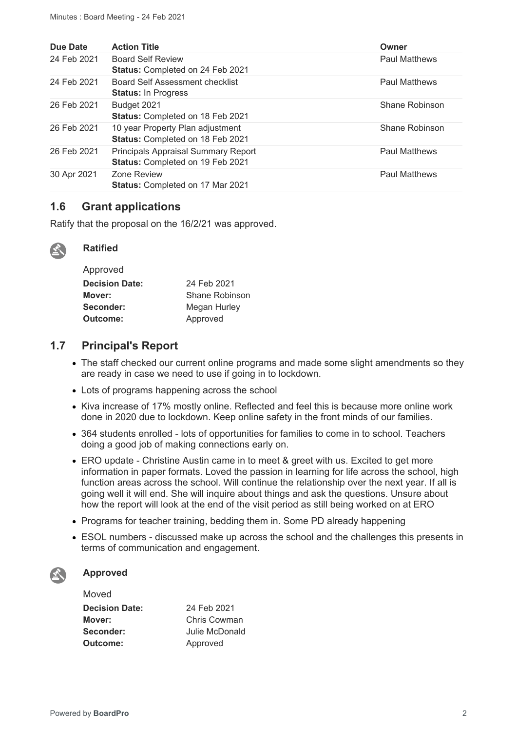| Due Date | Action Title | Owner |
|---|---|---|
| 24 Feb 2021 | Board Self Review<br>**Status:** Completed on 24 Feb 2021 | Paul Matthews |
| 24 Feb 2021 | Board Self Assessment checklist<br>**Status:** In Progress | Paul Matthews |
| 26 Feb 2021 | Budget 2021<br>**Status:** Completed on 18 Feb 2021 | Shane Robinson |
| 26 Feb 2021 | 10 year Property Plan adjustment<br>**Status:** Completed on 18 Feb 2021 | Shane Robinson |
| 26 Feb 2021 | Principals Appraisal Summary Report<br>**Status:** Completed on 19 Feb 2021 | Paul Matthews |
| 30 Apr 2021 | Zone Review<br>**Status:** Completed on 17 Mar 2021 | Paul Matthews |

## 1.6 Grant applications

Ratify that the proposal on the 16/2/21 was approved.

**Ratified**

Approved

**Decision Date:** 24 Feb 2021
**Mover:** Shane Robinson
**Seconder:** Megan Hurley
**Outcome:** Approved

## 1.7 Principal's Report

- The staff checked our current online programs and made some slight amendments so they are ready in case we need to use if going in to lockdown.
- Lots of programs happening across the school
- Kiva increase of 17% mostly online. Reflected and feel this is because more online work done in 2020 due to lockdown. Keep online safety in the front minds of our families.
- 364 students enrolled - lots of opportunities for families to come in to school. Teachers doing a good job of making connections early on.
- ERO update - Christine Austin came in to meet & greet with us. Excited to get more information in paper formats. Loved the passion in learning for life across the school, high function areas across the school. Will continue the relationship over the next year. If all is going well it will end. She will inquire about things and ask the questions. Unsure about how the report will look at the end of the visit period as still being worked on at ERO
- Programs for teacher training, bedding them in. Some PD already happening
- ESOL numbers - discussed make up across the school and the challenges this presents in terms of communication and engagement.

**Approved**

Moved

**Decision Date:** 24 Feb 2021
**Mover:** Chris Cowman
**Seconder:** Julie McDonald
**Outcome:** Approved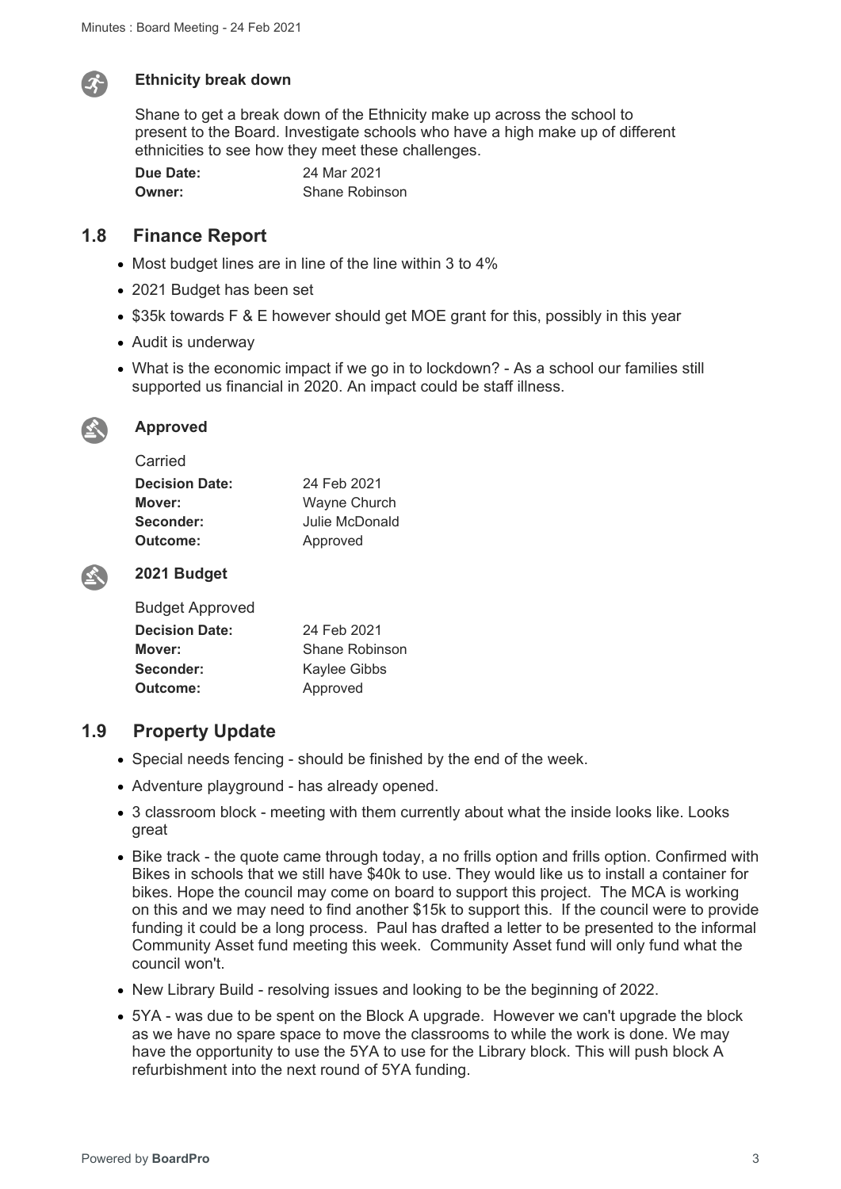### Ethnicity break down

Shane to get a break down of the Ethnicity make up across the school to present to the Board. Investigate schools who have a high make up of different ethnicities to see how they meet these challenges.

**Due Date:** 24 Mar 2021
**Owner:** Shane Robinson

## 1.8 Finance Report

- Most budget lines are in line of the line within 3 to 4%
- 2021 Budget has been set
- $35k towards F & E however should get MOE grant for this, possibly in this year
- Audit is underway
- What is the economic impact if we go in to lockdown? - As a school our families still supported us financial in 2020. An impact could be staff illness.

### Approved

Carried

**Decision Date:** 24 Feb 2021
**Mover:** Wayne Church
**Seconder:** Julie McDonald
**Outcome:** Approved

### 2021 Budget

Budget Approved

**Decision Date:** 24 Feb 2021
**Mover:** Shane Robinson
**Seconder:** Kaylee Gibbs
**Outcome:** Approved

## 1.9 Property Update

- Special needs fencing - should be finished by the end of the week.
- Adventure playground - has already opened.
- 3 classroom block - meeting with them currently about what the inside looks like. Looks great
- Bike track - the quote came through today, a no frills option and frills option. Confirmed with Bikes in schools that we still have $40k to use. They would like us to install a container for bikes. Hope the council may come on board to support this project. The MCA is working on this and we may need to find another $15k to support this. If the council were to provide funding it could be a long process. Paul has drafted a letter to be presented to the informal Community Asset fund meeting this week. Community Asset fund will only fund what the council won't.
- New Library Build - resolving issues and looking to be the beginning of 2022.
- 5YA - was due to be spent on the Block A upgrade. However we can't upgrade the block as we have no spare space to move the classrooms to while the work is done. We may have the opportunity to use the 5YA to use for the Library block. This will push block A refurbishment into the next round of 5YA funding.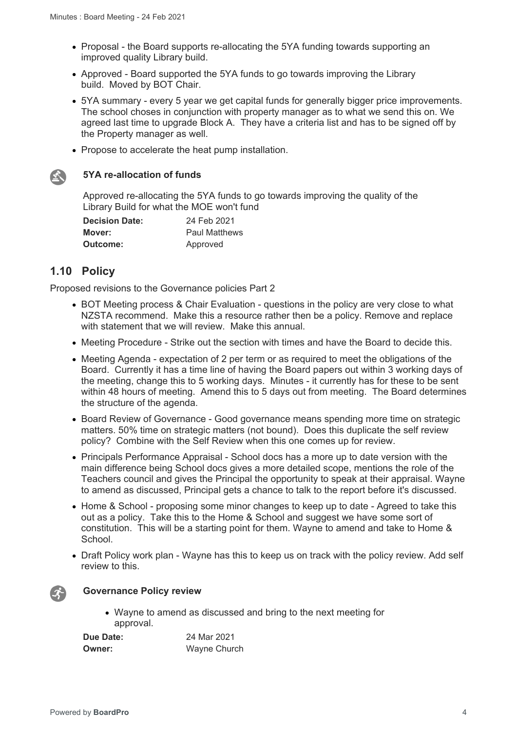- Proposal - the Board supports re-allocating the 5YA funding towards supporting an improved quality Library build.
- Approved - Board supported the 5YA funds to go towards improving the Library build. Moved by BOT Chair.
- 5YA summary - every 5 year we get capital funds for generally bigger price improvements. The school choses in conjunction with property manager as to what we send this on. We agreed last time to upgrade Block A. They have a criteria list and has to be signed off by the Property manager as well.
- Propose to accelerate the heat pump installation.

**5YA re-allocation of funds**

Approved re-allocating the 5YA funds to go towards improving the quality of the Library Build for what the MOE won't fund

| | |
|---|---|
| **Decision Date:** | 24 Feb 2021 |
| **Mover:** | Paul Matthews |
| **Outcome:** | Approved |

## 1.10 Policy

Proposed revisions to the Governance policies Part 2

- BOT Meeting process & Chair Evaluation - questions in the policy are very close to what NZSTA recommend. Make this a resource rather then be a policy. Remove and replace with statement that we will review. Make this annual.
- Meeting Procedure - Strike out the section with times and have the Board to decide this.
- Meeting Agenda - expectation of 2 per term or as required to meet the obligations of the Board. Currently it has a time line of having the Board papers out within 3 working days of the meeting, change this to 5 working days. Minutes - it currently has for these to be sent within 48 hours of meeting. Amend this to 5 days out from meeting. The Board determines the structure of the agenda.
- Board Review of Governance - Good governance means spending more time on strategic matters. 50% time on strategic matters (not bound). Does this duplicate the self review policy? Combine with the Self Review when this one comes up for review.
- Principals Performance Appraisal - School docs has a more up to date version with the main difference being School docs gives a more detailed scope, mentions the role of the Teachers council and gives the Principal the opportunity to speak at their appraisal. Wayne to amend as discussed, Principal gets a chance to talk to the report before it's discussed.
- Home & School - proposing some minor changes to keep up to date - Agreed to take this out as a policy. Take this to the Home & School and suggest we have some sort of constitution. This will be a starting point for them. Wayne to amend and take to Home & School.
- Draft Policy work plan - Wayne has this to keep us on track with the policy review. Add self review to this.

**Governance Policy review**

- Wayne to amend as discussed and bring to the next meeting for approval.

| | |
|---|---|
| **Due Date:** | 24 Mar 2021 |
| **Owner:** | Wayne Church |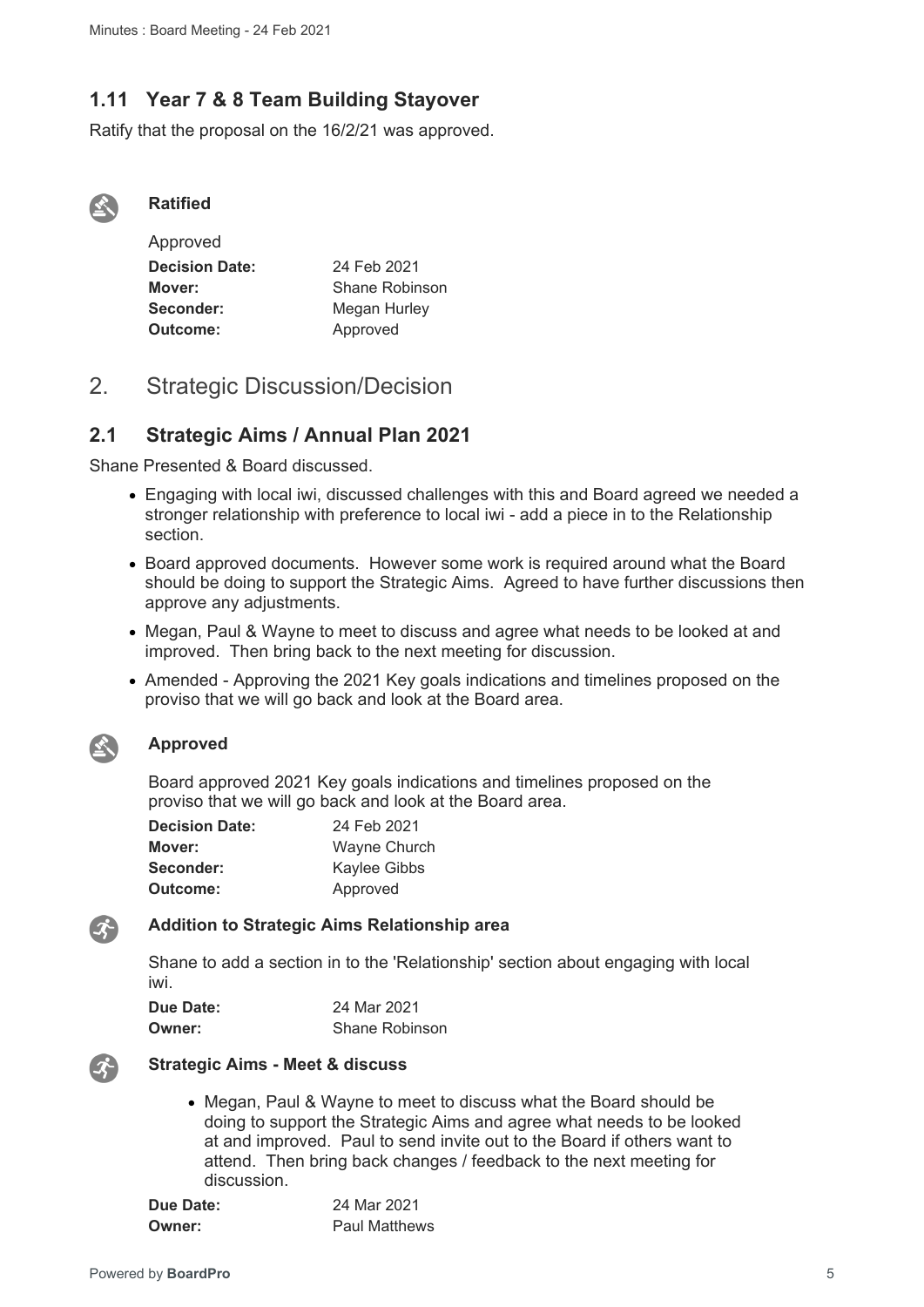### 1.11 Year 7 & 8 Team Building Stayover

Ratify that the proposal on the 16/2/21 was approved.

**Ratified**

Approved

| | |
|---|---|
| **Decision Date:** | 24 Feb 2021 |
| **Mover:** | Shane Robinson |
| **Seconder:** | Megan Hurley |
| **Outcome:** | Approved |

## 2. Strategic Discussion/Decision

### 2.1 Strategic Aims / Annual Plan 2021

Shane Presented & Board discussed.

- Engaging with local iwi, discussed challenges with this and Board agreed we needed a stronger relationship with preference to local iwi - add a piece in to the Relationship section.
- Board approved documents. However some work is required around what the Board should be doing to support the Strategic Aims. Agreed to have further discussions then approve any adjustments.
- Megan, Paul & Wayne to meet to discuss and agree what needs to be looked at and improved. Then bring back to the next meeting for discussion.
- Amended - Approving the 2021 Key goals indications and timelines proposed on the proviso that we will go back and look at the Board area.

**Approved**

Board approved 2021 Key goals indications and timelines proposed on the proviso that we will go back and look at the Board area.

| | |
|---|---|
| **Decision Date:** | 24 Feb 2021 |
| **Mover:** | Wayne Church |
| **Seconder:** | Kaylee Gibbs |
| **Outcome:** | Approved |

**Addition to Strategic Aims Relationship area**

Shane to add a section in to the 'Relationship' section about engaging with local iwi.

| | |
|---|---|
| **Due Date:** | 24 Mar 2021 |
| **Owner:** | Shane Robinson |

**Strategic Aims - Meet & discuss**

- Megan, Paul & Wayne to meet to discuss what the Board should be doing to support the Strategic Aims and agree what needs to be looked at and improved. Paul to send invite out to the Board if others want to attend. Then bring back changes / feedback to the next meeting for discussion.

| | |
|---|---|
| **Due Date:** | 24 Mar 2021 |
| **Owner:** | Paul Matthews |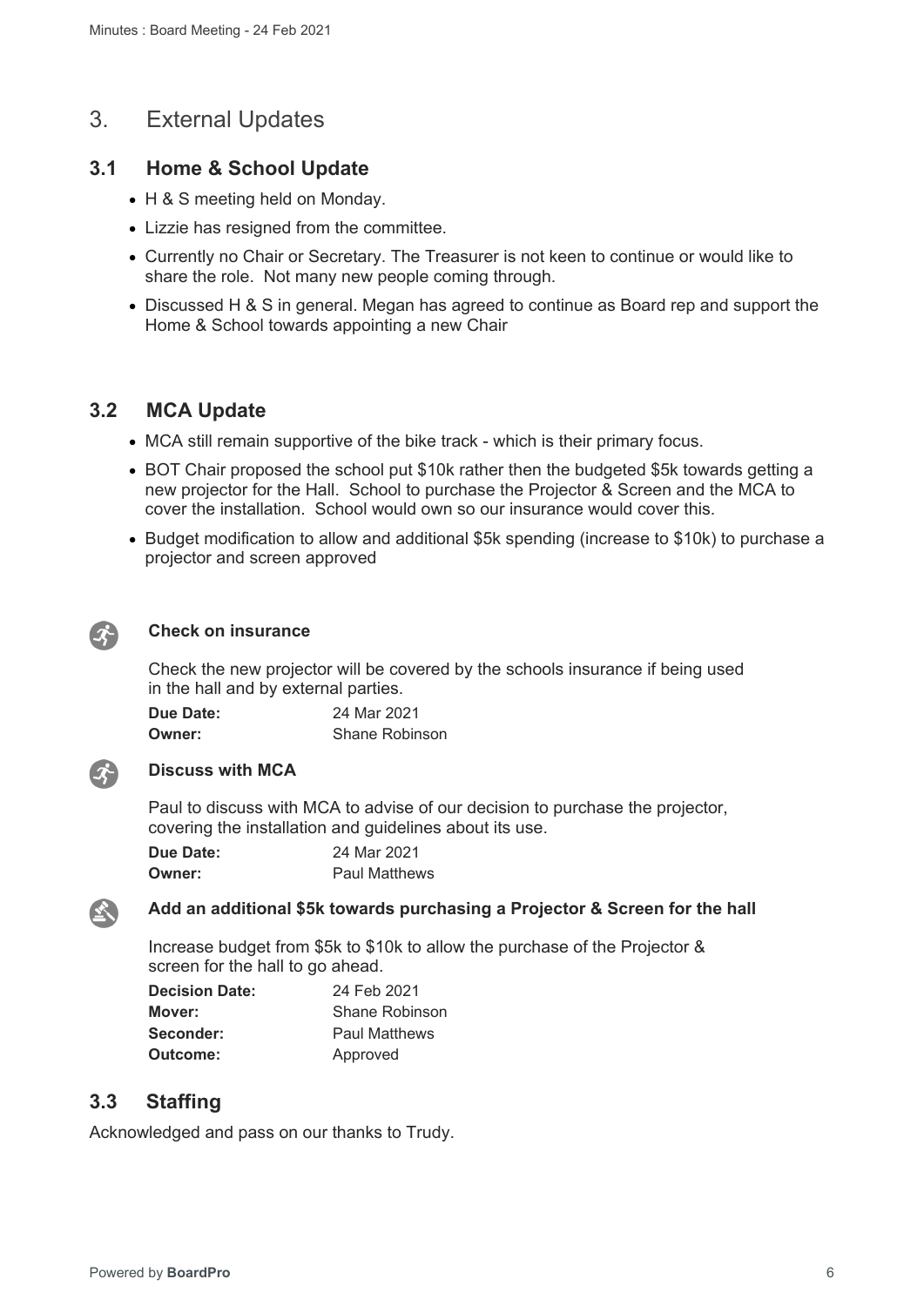# 3. External Updates

## 3.1 Home & School Update

- H & S meeting held on Monday.
- Lizzie has resigned from the committee.
- Currently no Chair or Secretary. The Treasurer is not keen to continue or would like to share the role. Not many new people coming through.
- Discussed H & S in general. Megan has agreed to continue as Board rep and support the Home & School towards appointing a new Chair

## 3.2 MCA Update

- MCA still remain supportive of the bike track - which is their primary focus.
- BOT Chair proposed the school put $10k rather then the budgeted $5k towards getting a new projector for the Hall. School to purchase the Projector & Screen and the MCA to cover the installation. School would own so our insurance would cover this.
- Budget modification to allow and additional $5k spending (increase to $10k) to purchase a projector and screen approved

**Check on insurance**

Check the new projector will be covered by the schools insurance if being used in the hall and by external parties.

| | |
|---|---|
| **Due Date:** | 24 Mar 2021 |
| **Owner:** | Shane Robinson |

**Discuss with MCA**

Paul to discuss with MCA to advise of our decision to purchase the projector, covering the installation and guidelines about its use.

| | |
|---|---|
| **Due Date:** | 24 Mar 2021 |
| **Owner:** | Paul Matthews |

**Add an additional $5k towards purchasing a Projector & Screen for the hall**

Increase budget from $5k to $10k to allow the purchase of the Projector & screen for the hall to go ahead.

| | |
|---|---|
| **Decision Date:** | 24 Feb 2021 |
| **Mover:** | Shane Robinson |
| **Seconder:** | Paul Matthews |
| **Outcome:** | Approved |

## 3.3 Staffing

Acknowledged and pass on our thanks to Trudy.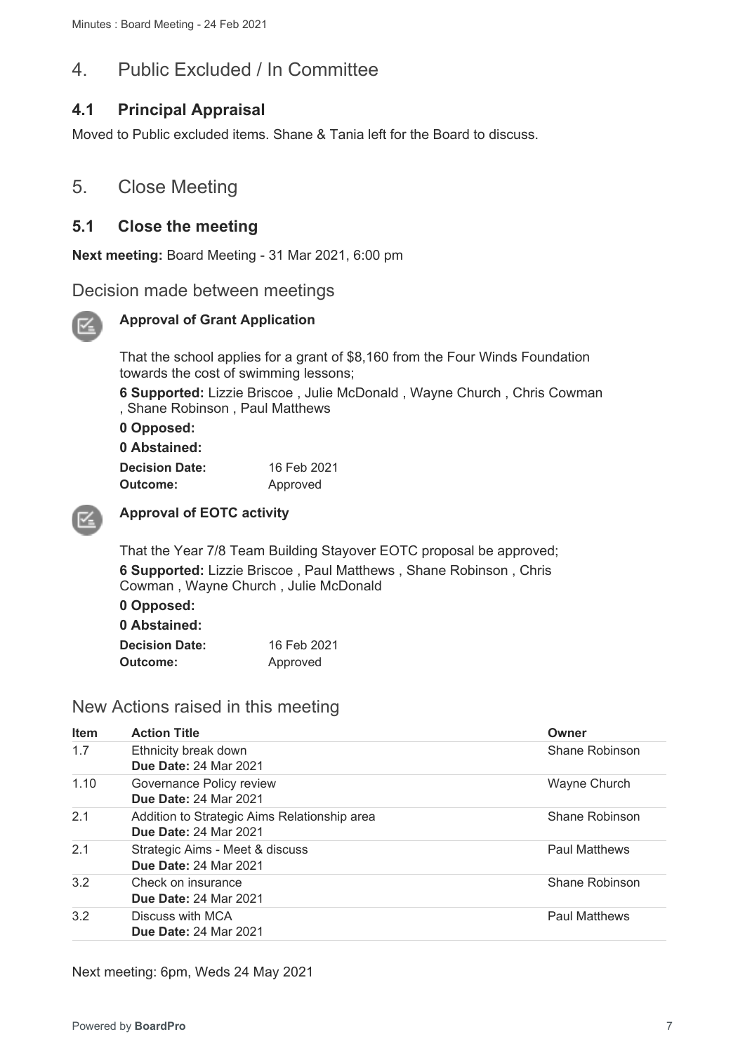# 4. Public Excluded / In Committee

## 4.1 Principal Appraisal

Moved to Public excluded items. Shane & Tania left for the Board to discuss.

# 5. Close Meeting

## 5.1 Close the meeting

**Next meeting:** Board Meeting - 31 Mar 2021, 6:00 pm

## Decision made between meetings

**Approval of Grant Application**

That the school applies for a grant of $8,160 from the Four Winds Foundation towards the cost of swimming lessons;

**6 Supported:** Lizzie Briscoe , Julie McDonald , Wayne Church , Chris Cowman , Shane Robinson , Paul Matthews

**0 Opposed:**

**0 Abstained:**

**Decision Date:** 16 Feb 2021
**Outcome:** Approved

**Approval of EOTC activity**

That the Year 7/8 Team Building Stayover EOTC proposal be approved;

**6 Supported:** Lizzie Briscoe , Paul Matthews , Shane Robinson , Chris Cowman , Wayne Church , Julie McDonald

**0 Opposed:**

**0 Abstained:**

**Decision Date:** 16 Feb 2021
**Outcome:** Approved

## New Actions raised in this meeting

| Item | Action Title | Owner |
|---|---|---|
| 1.7 | Ethnicity break down **Due Date:** 24 Mar 2021 | Shane Robinson |
| 1.10 | Governance Policy review **Due Date:** 24 Mar 2021 | Wayne Church |
| 2.1 | Addition to Strategic Aims Relationship area **Due Date:** 24 Mar 2021 | Shane Robinson |
| 2.1 | Strategic Aims - Meet & discuss **Due Date:** 24 Mar 2021 | Paul Matthews |
| 3.2 | Check on insurance **Due Date:** 24 Mar 2021 | Shane Robinson |
| 3.2 | Discuss with MCA **Due Date:** 24 Mar 2021 | Paul Matthews |

Next meeting: 6pm, Weds 24 May 2021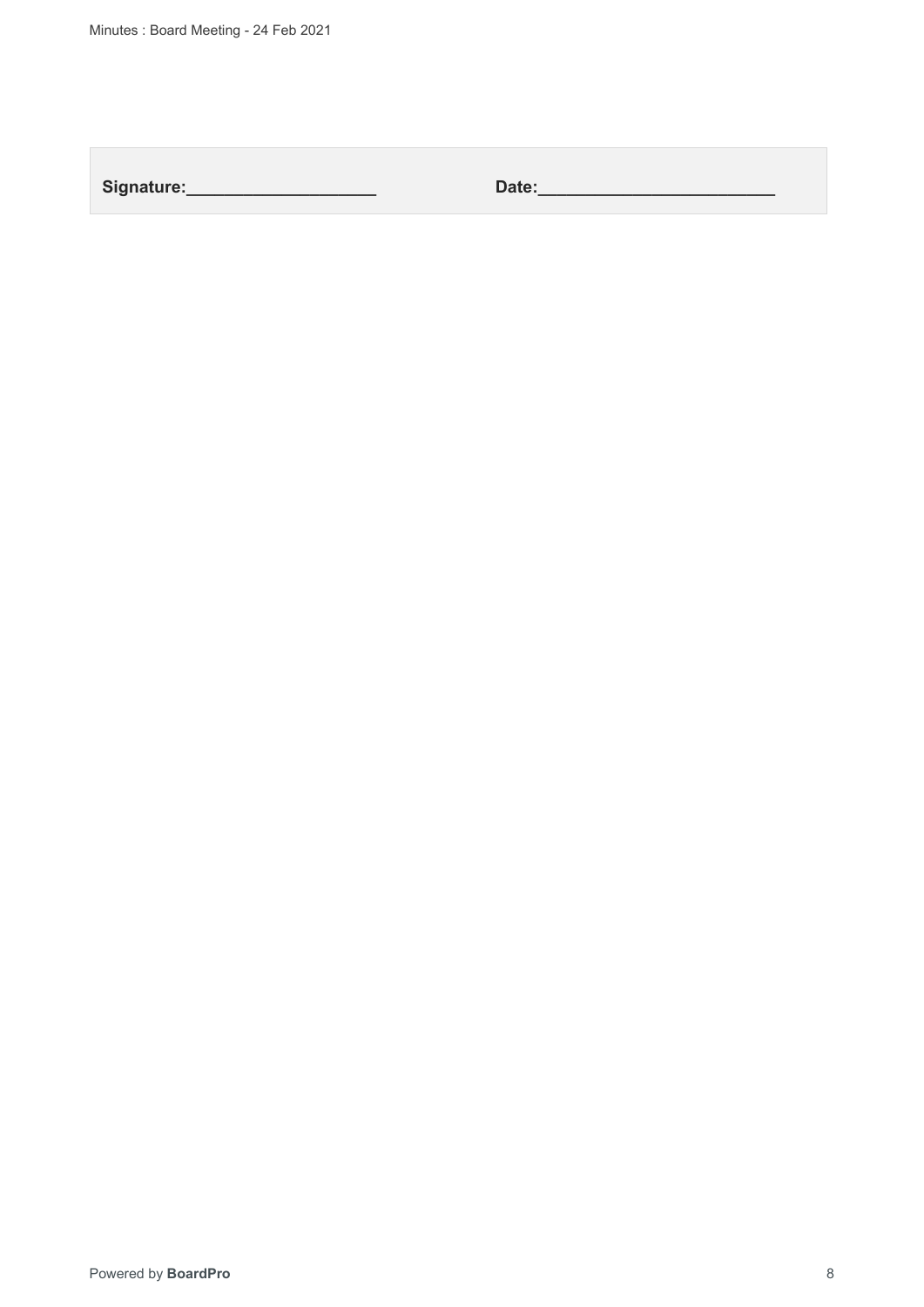**Signature:___________________** **Date:________________________**